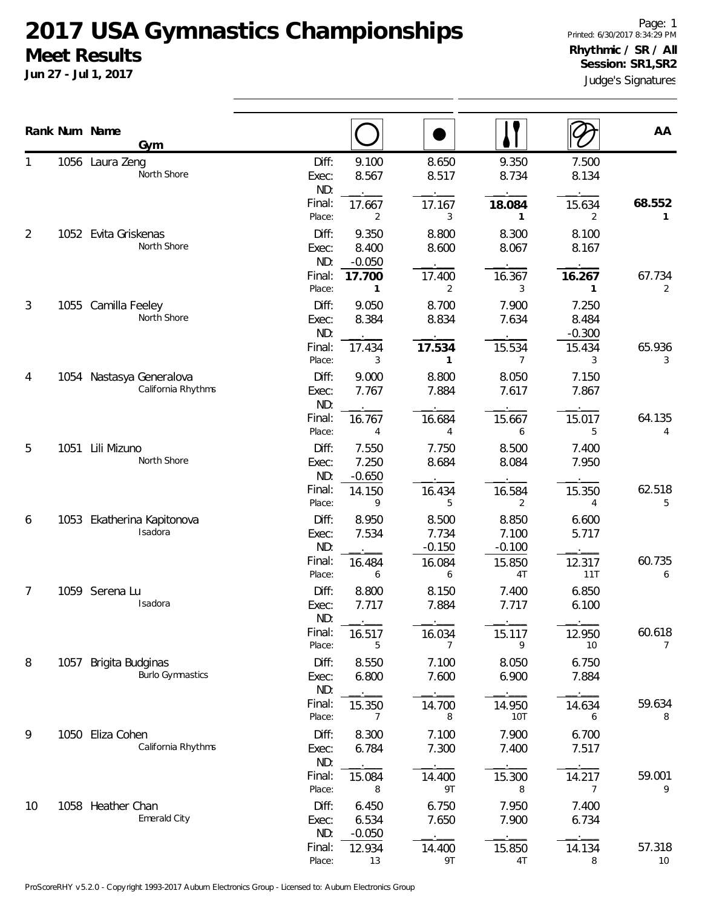# 2017 USA Gymnastics Championships

## Meet Results

**Jun 27 - Jul 1, 2017**

Printed: 6/30/2017 8:34:29 PM

**Rhythmic / SR / All**
**Session: SR1,SR2**

Judge's Signatures

| Rank | Num | Name / Gym | | Hoop | Ball | Clubs | Ribbon | AA |
|---|---|---|---|---|---|---|---|---|
| 1 | 1056 | Laura Zeng | Diff: | 9.100 | 8.650 | 9.350 | 7.500 | |
| | | North Shore | Exec: | 8.567 | 8.517 | 8.734 | 8.134 | |
| | | | ND: | | | | | |
| | | | Final: | 17.667 | 17.167 | **18.084** | 15.634 | **68.552** |
| | | | Place: | 2 | 3 | **1** | 2 | **1** |
| 2 | 1052 | Evita Griskenas | Diff: | 9.350 | 8.800 | 8.300 | 8.100 | |
| | | North Shore | Exec: | 8.400 | 8.600 | 8.067 | 8.167 | |
| | | | ND: | -0.050 | | | | |
| | | | Final: | **17.700** | 17.400 | 16.367 | **16.267** | 67.734 |
| | | | Place: | **1** | 2 | 3 | **1** | 2 |
| 3 | 1055 | Camilla Feeley | Diff: | 9.050 | 8.700 | 7.900 | 7.250 | |
| | | North Shore | Exec: | 8.384 | 8.834 | 7.634 | 8.484 | |
| | | | ND: | | | | -0.300 | |
| | | | Final: | 17.434 | **17.534** | 15.534 | 15.434 | 65.936 |
| | | | Place: | 3 | **1** | 7 | 3 | 3 |
| 4 | 1054 | Nastasya Generalova | Diff: | 9.000 | 8.800 | 8.050 | 7.150 | |
| | | California Rhythms | Exec: | 7.767 | 7.884 | 7.617 | 7.867 | |
| | | | ND: | | | | | |
| | | | Final: | 16.767 | 16.684 | 15.667 | 15.017 | 64.135 |
| | | | Place: | 4 | 4 | 6 | 5 | 4 |
| 5 | 1051 | Lili Mizuno | Diff: | 7.550 | 7.750 | 8.500 | 7.400 | |
| | | North Shore | Exec: | 7.250 | 8.684 | 8.084 | 7.950 | |
| | | | ND: | -0.650 | | | | |
| | | | Final: | 14.150 | 16.434 | 16.584 | 15.350 | 62.518 |
| | | | Place: | 9 | 5 | 2 | 4 | 5 |
| 6 | 1053 | Ekatherina Kapitonova | Diff: | 8.950 | 8.500 | 8.850 | 6.600 | |
| | | Isadora | Exec: | 7.534 | 7.734 | 7.100 | 5.717 | |
| | | | ND: | | -0.150 | -0.100 | | |
| | | | Final: | 16.484 | 16.084 | 15.850 | 12.317 | 60.735 |
| | | | Place: | 6 | 6 | 4T | 11T | 6 |
| 7 | 1059 | Serena Lu | Diff: | 8.800 | 8.150 | 7.400 | 6.850 | |
| | | Isadora | Exec: | 7.717 | 7.884 | 7.717 | 6.100 | |
| | | | ND: | | | | | |
| | | | Final: | 16.517 | 16.034 | 15.117 | 12.950 | 60.618 |
| | | | Place: | 5 | 7 | 9 | 10 | 7 |
| 8 | 1057 | Brigita Budginas | Diff: | 8.550 | 7.100 | 8.050 | 6.750 | |
| | | Burlo Gymnastics | Exec: | 6.800 | 7.600 | 6.900 | 7.884 | |
| | | | ND: | | | | | |
| | | | Final: | 15.350 | 14.700 | 14.950 | 14.634 | 59.634 |
| | | | Place: | 7 | 8 | 10T | 6 | 8 |
| 9 | 1050 | Eliza Cohen | Diff: | 8.300 | 7.100 | 7.900 | 6.700 | |
| | | California Rhythms | Exec: | 6.784 | 7.300 | 7.400 | 7.517 | |
| | | | ND: | | | | | |
| | | | Final: | 15.084 | 14.400 | 15.300 | 14.217 | 59.001 |
| | | | Place: | 8 | 9T | 8 | 7 | 9 |
| 10 | 1058 | Heather Chan | Diff: | 6.450 | 6.750 | 7.950 | 7.400 | |
| | | Emerald City | Exec: | 6.534 | 7.650 | 7.900 | 6.734 | |
| | | | ND: | -0.050 | | | | |
| | | | Final: | 12.934 | 14.400 | 15.850 | 14.134 | 57.318 |
| | | | Place: | 13 | 9T | 4T | 8 | 10 |

ProScoreRHY v5.2.0 - Copyright 1993-2017 Auburn Electronics Group - Licensed to: Auburn Electronics Group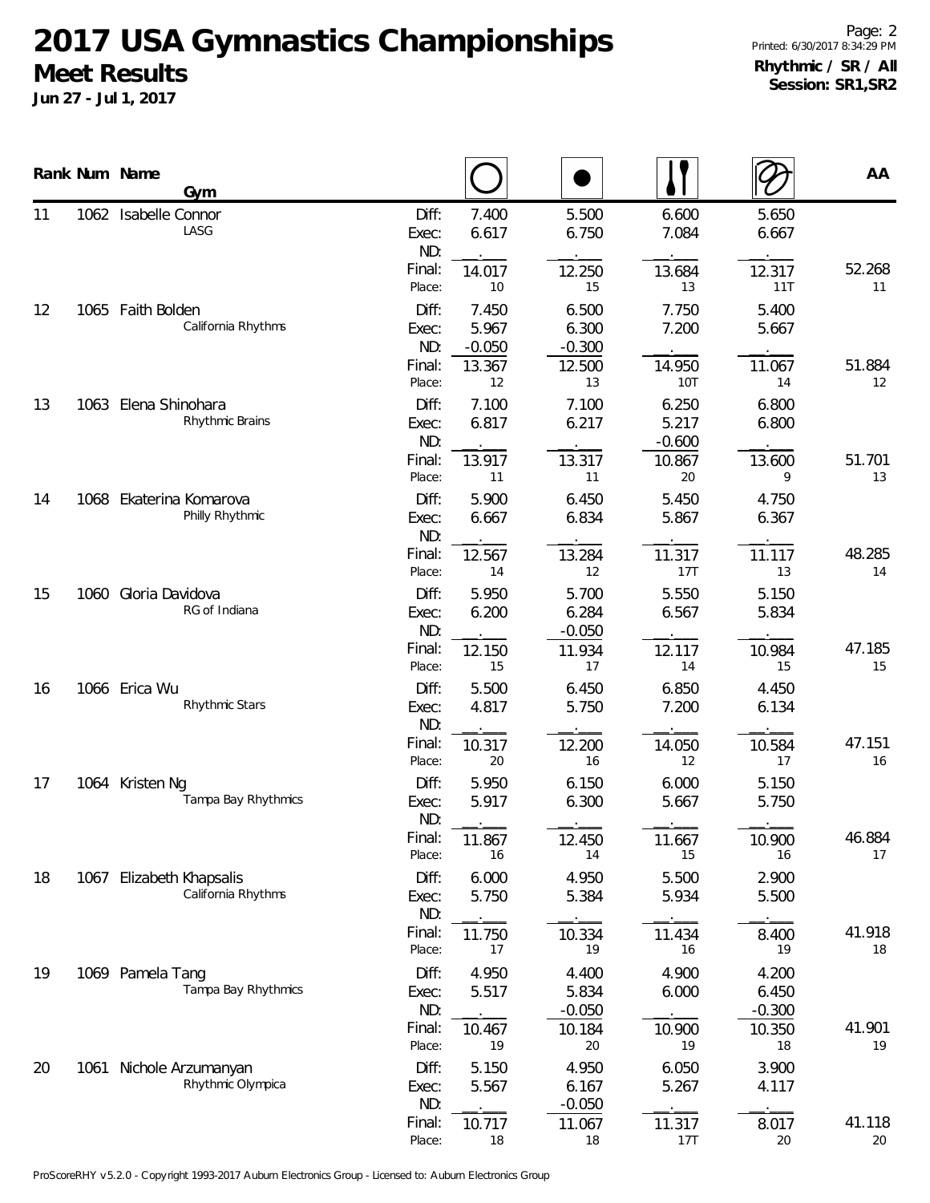# 2017 USA Gymnastics Championships

## Meet Results

**Jun 27 - Jul 1, 2017**

Printed: 6/30/2017 8:34:29 PM

**Rhythmic / SR / All**
**Session: SR1,SR2**

| Rank | Num | Name / Gym | | Hoop | Ball | Clubs | Ribbon | AA |
|---|---|---|---|---|---|---|---|---|
| 11 | 1062 | Isabelle Connor | Diff: | 7.400 | 5.500 | 6.600 | 5.650 | |
| | | LASG | Exec: | 6.617 | 6.750 | 7.084 | 6.667 | |
| | | | ND: | | | | | |
| | | | Final: | 14.017 | 12.250 | 13.684 | 12.317 | 52.268 |
| | | | Place: | 10 | 15 | 13 | 11T | 11 |
| 12 | 1065 | Faith Bolden | Diff: | 7.450 | 6.500 | 7.750 | 5.400 | |
| | | California Rhythms | Exec: | 5.967 | 6.300 | 7.200 | 5.667 | |
| | | | ND: | -0.050 | -0.300 | | | |
| | | | Final: | 13.367 | 12.500 | 14.950 | 11.067 | 51.884 |
| | | | Place: | 12 | 13 | 10T | 14 | 12 |
| 13 | 1063 | Elena Shinohara | Diff: | 7.100 | 7.100 | 6.250 | 6.800 | |
| | | Rhythmic Brains | Exec: | 6.817 | 6.217 | 5.217 | 6.800 | |
| | | | ND: | | | -0.600 | | |
| | | | Final: | 13.917 | 13.317 | 10.867 | 13.600 | 51.701 |
| | | | Place: | 11 | 11 | 20 | 9 | 13 |
| 14 | 1068 | Ekaterina Komarova | Diff: | 5.900 | 6.450 | 5.450 | 4.750 | |
| | | Philly Rhythmic | Exec: | 6.667 | 6.834 | 5.867 | 6.367 | |
| | | | ND: | | | | | |
| | | | Final: | 12.567 | 13.284 | 11.317 | 11.117 | 48.285 |
| | | | Place: | 14 | 12 | 17T | 13 | 14 |
| 15 | 1060 | Gloria Davidova | Diff: | 5.950 | 5.700 | 5.550 | 5.150 | |
| | | RG of Indiana | Exec: | 6.200 | 6.284 | 6.567 | 5.834 | |
| | | | ND: | | -0.050 | | | |
| | | | Final: | 12.150 | 11.934 | 12.117 | 10.984 | 47.185 |
| | | | Place: | 15 | 17 | 14 | 15 | 15 |
| 16 | 1066 | Erica Wu | Diff: | 5.500 | 6.450 | 6.850 | 4.450 | |
| | | Rhythmic Stars | Exec: | 4.817 | 5.750 | 7.200 | 6.134 | |
| | | | ND: | | | | | |
| | | | Final: | 10.317 | 12.200 | 14.050 | 10.584 | 47.151 |
| | | | Place: | 20 | 16 | 12 | 17 | 16 |
| 17 | 1064 | Kristen Ng | Diff: | 5.950 | 6.150 | 6.000 | 5.150 | |
| | | Tampa Bay Rhythmics | Exec: | 5.917 | 6.300 | 5.667 | 5.750 | |
| | | | ND: | | | | | |
| | | | Final: | 11.867 | 12.450 | 11.667 | 10.900 | 46.884 |
| | | | Place: | 16 | 14 | 15 | 16 | 17 |
| 18 | 1067 | Elizabeth Khapsalis | Diff: | 6.000 | 4.950 | 5.500 | 2.900 | |
| | | California Rhythms | Exec: | 5.750 | 5.384 | 5.934 | 5.500 | |
| | | | ND: | | | | | |
| | | | Final: | 11.750 | 10.334 | 11.434 | 8.400 | 41.918 |
| | | | Place: | 17 | 19 | 16 | 19 | 18 |
| 19 | 1069 | Pamela Tang | Diff: | 4.950 | 4.400 | 4.900 | 4.200 | |
| | | Tampa Bay Rhythmics | Exec: | 5.517 | 5.834 | 6.000 | 6.450 | |
| | | | ND: | | -0.050 | | -0.300 | |
| | | | Final: | 10.467 | 10.184 | 10.900 | 10.350 | 41.901 |
| | | | Place: | 19 | 20 | 19 | 18 | 19 |
| 20 | 1061 | Nichole Arzumanyan | Diff: | 5.150 | 4.950 | 6.050 | 3.900 | |
| | | Rhythmic Olympica | Exec: | 5.567 | 6.167 | 5.267 | 4.117 | |
| | | | ND: | | -0.050 | | | |
| | | | Final: | 10.717 | 11.067 | 11.317 | 8.017 | 41.118 |
| | | | Place: | 18 | 18 | 17T | 20 | 20 |

ProScoreRHY v5.2.0 - Copyright 1993-2017 Auburn Electronics Group - Licensed to: Auburn Electronics Group